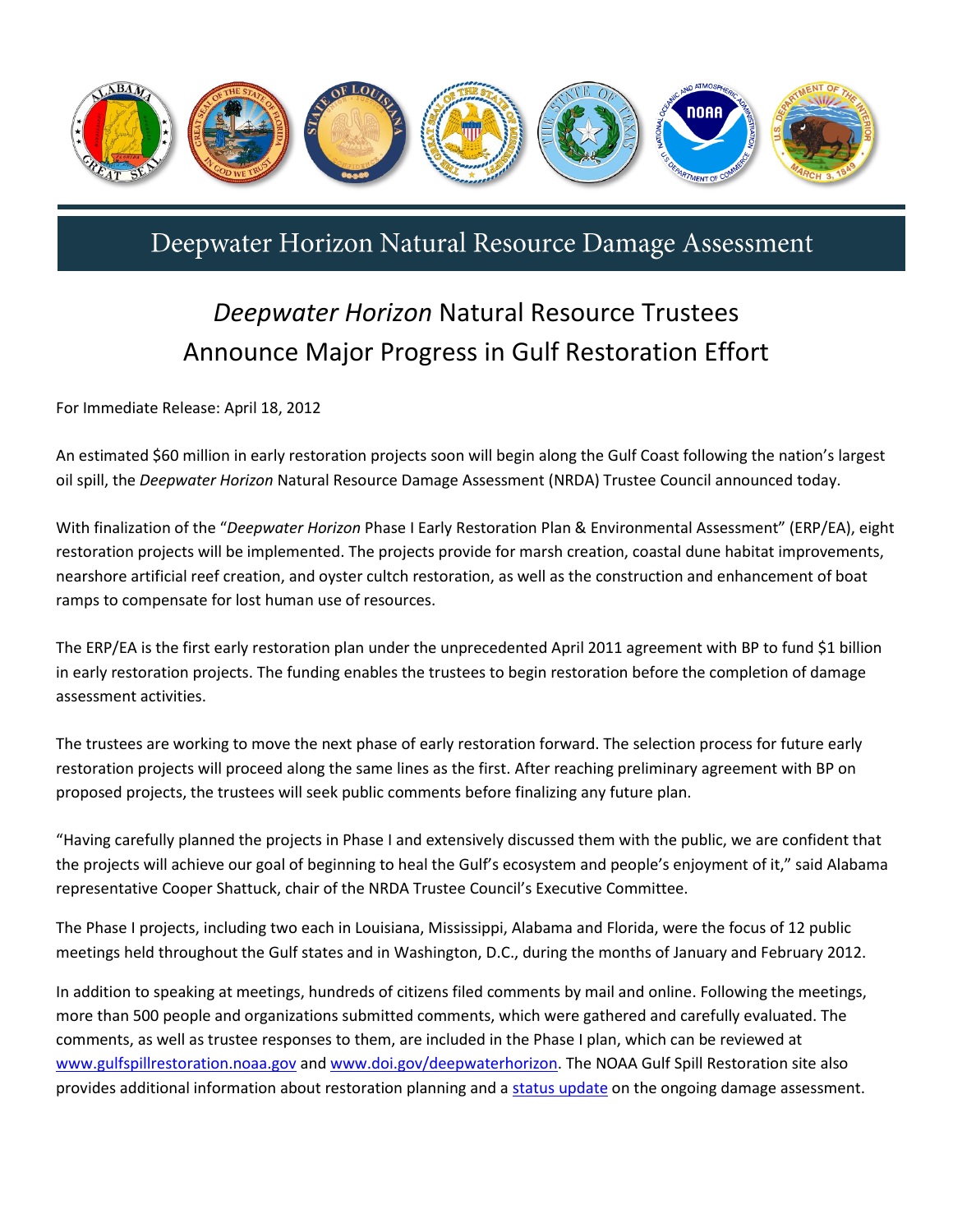# Deepwater Horizon Natural Resource Damage Assessment

## *Deepwater Horizon* Natural Resource Trustees Announce Major Progress in Gulf Restoration Effort

For Immediate Release: April 18, 2012

An estimated $60 million in early restoration projects soon will begin along the Gulf Coast following the nation's largest oil spill, the *Deepwater Horizon* Natural Resource Damage Assessment (NRDA) Trustee Council announced today.

With finalization of the "*Deepwater Horizon* Phase I Early Restoration Plan & Environmental Assessment" (ERP/EA), eight restoration projects will be implemented. The projects provide for marsh creation, coastal dune habitat improvements, nearshore artificial reef creation, and oyster cultch restoration, as well as the construction and enhancement of boat ramps to compensate for lost human use of resources.

The ERP/EA is the first early restoration plan under the unprecedented April 2011 agreement with BP to fund $1 billion in early restoration projects. The funding enables the trustees to begin restoration before the completion of damage assessment activities.

The trustees are working to move the next phase of early restoration forward. The selection process for future early restoration projects will proceed along the same lines as the first. After reaching preliminary agreement with BP on proposed projects, the trustees will seek public comments before finalizing any future plan.

"Having carefully planned the projects in Phase I and extensively discussed them with the public, we are confident that the projects will achieve our goal of beginning to heal the Gulf's ecosystem and people's enjoyment of it," said Alabama representative Cooper Shattuck, chair of the NRDA Trustee Council's Executive Committee.

The Phase I projects, including two each in Louisiana, Mississippi, Alabama and Florida, were the focus of 12 public meetings held throughout the Gulf states and in Washington, D.C., during the months of January and February 2012.

In addition to speaking at meetings, hundreds of citizens filed comments by mail and online. Following the meetings, more than 500 people and organizations submitted comments, which were gathered and carefully evaluated. The comments, as well as trustee responses to them, are included in the Phase I plan, which can be reviewed at [www.gulfspillrestoration.noaa.gov](http://www.gulfspillrestoration.noaa.gov) and [www.doi.gov/deepwaterhorizon](http://www.doi.gov/deepwaterhorizon). The NOAA Gulf Spill Restoration site also provides additional information about restoration planning and a status update on the ongoing damage assessment.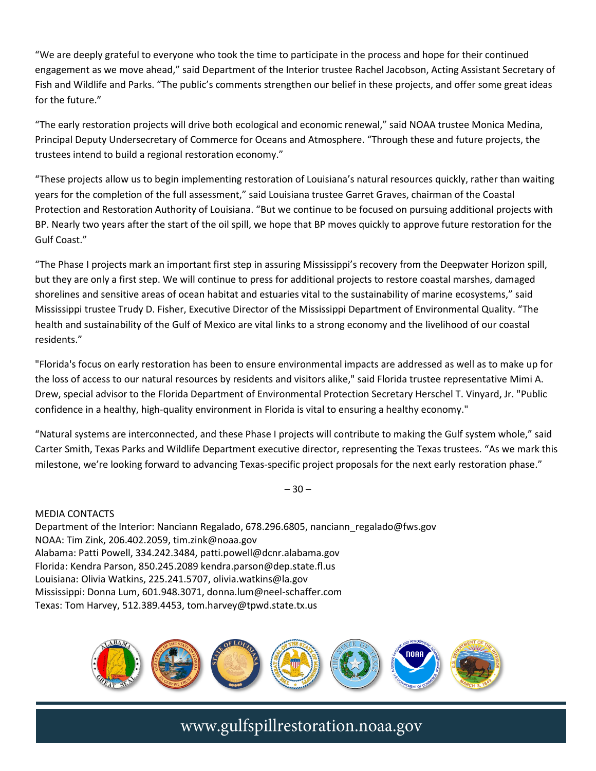"We are deeply grateful to everyone who took the time to participate in the process and hope for their continued engagement as we move ahead," said Department of the Interior trustee Rachel Jacobson, Acting Assistant Secretary of Fish and Wildlife and Parks. "The public's comments strengthen our belief in these projects, and offer some great ideas for the future."

"The early restoration projects will drive both ecological and economic renewal," said NOAA trustee Monica Medina, Principal Deputy Undersecretary of Commerce for Oceans and Atmosphere. "Through these and future projects, the trustees intend to build a regional restoration economy."

"These projects allow us to begin implementing restoration of Louisiana's natural resources quickly, rather than waiting years for the completion of the full assessment," said Louisiana trustee Garret Graves, chairman of the Coastal Protection and Restoration Authority of Louisiana. "But we continue to be focused on pursuing additional projects with BP. Nearly two years after the start of the oil spill, we hope that BP moves quickly to approve future restoration for the Gulf Coast."

"The Phase I projects mark an important first step in assuring Mississippi's recovery from the Deepwater Horizon spill, but they are only a first step. We will continue to press for additional projects to restore coastal marshes, damaged shorelines and sensitive areas of ocean habitat and estuaries vital to the sustainability of marine ecosystems," said Mississippi trustee Trudy D. Fisher, Executive Director of the Mississippi Department of Environmental Quality. "The health and sustainability of the Gulf of Mexico are vital links to a strong economy and the livelihood of our coastal residents."

"Florida's focus on early restoration has been to ensure environmental impacts are addressed as well as to make up for the loss of access to our natural resources by residents and visitors alike," said Florida trustee representative Mimi A. Drew, special advisor to the Florida Department of Environmental Protection Secretary Herschel T. Vinyard, Jr. "Public confidence in a healthy, high-quality environment in Florida is vital to ensuring a healthy economy."

"Natural systems are interconnected, and these Phase I projects will contribute to making the Gulf system whole," said Carter Smith, Texas Parks and Wildlife Department executive director, representing the Texas trustees. "As we mark this milestone, we're looking forward to advancing Texas-specific project proposals for the next early restoration phase."

– 30 –

MEDIA CONTACTS
Department of the Interior: Nanciann Regalado, 678.296.6805, nanciann_regalado@fws.gov
NOAA: Tim Zink, 206.402.2059, tim.zink@noaa.gov
Alabama: Patti Powell, 334.242.3484, patti.powell@dcnr.alabama.gov
Florida: Kendra Parson, 850.245.2089 kendra.parson@dep.state.fl.us
Louisiana: Olivia Watkins, 225.241.5707, olivia.watkins@la.gov
Mississippi: Donna Lum, 601.948.3071, donna.lum@neel-schaffer.com
Texas: Tom Harvey, 512.389.4453, tom.harvey@tpwd.state.tx.us

www.gulfspillrestoration.noaa.gov